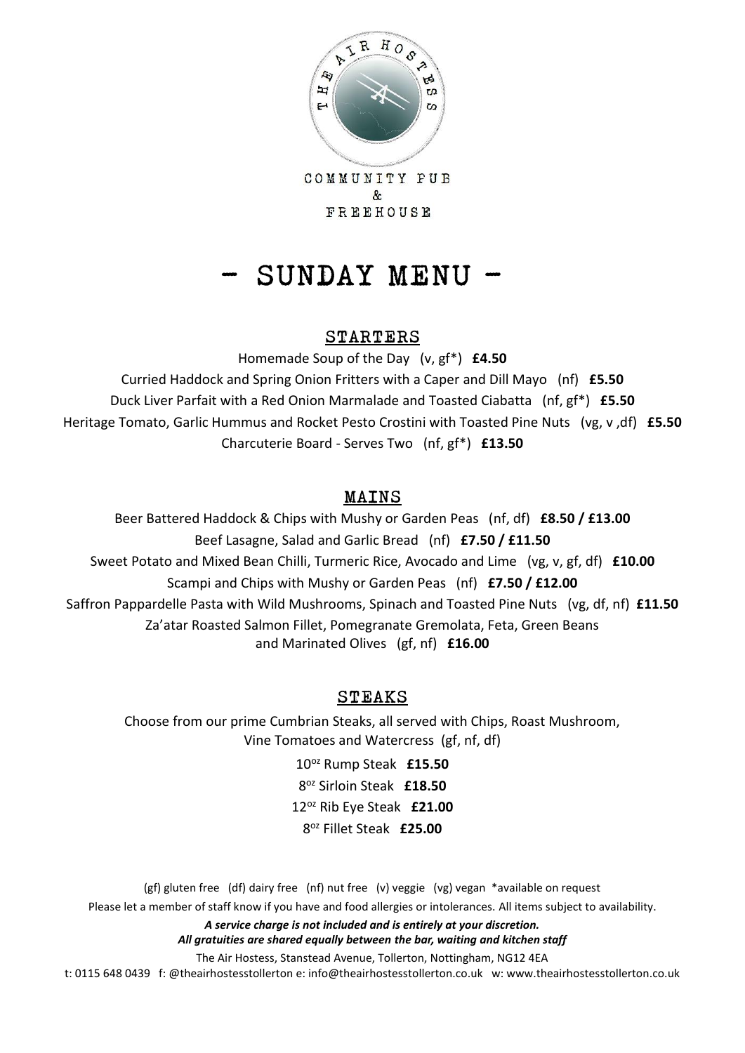COMMUNITY PUB
&
FREEHOUSE

# - SUNDAY MENU -

## STARTERS

Homemade Soup of the Day (v, gf*) **£4.50**

Curried Haddock and Spring Onion Fritters with a Caper and Dill Mayo (nf) **£5.50**

Duck Liver Parfait with a Red Onion Marmalade and Toasted Ciabatta (nf, gf*) **£5.50**

Heritage Tomato, Garlic Hummus and Rocket Pesto Crostini with Toasted Pine Nuts (vg, v ,df) **£5.50**

Charcuterie Board - Serves Two (nf, gf*) **£13.50**

## MAINS

Beer Battered Haddock & Chips with Mushy or Garden Peas (nf, df) **£8.50 / £13.00**

Beef Lasagne, Salad and Garlic Bread (nf) **£7.50 / £11.50**

Sweet Potato and Mixed Bean Chilli, Turmeric Rice, Avocado and Lime (vg, v, gf, df) **£10.00**

Scampi and Chips with Mushy or Garden Peas (nf) **£7.50 / £12.00**

Saffron Pappardelle Pasta with Wild Mushrooms, Spinach and Toasted Pine Nuts (vg, df, nf) **£11.50**

Za'atar Roasted Salmon Fillet, Pomegranate Gremolata, Feta, Green Beans and Marinated Olives (gf, nf) **£16.00**

## STEAKS

Choose from our prime Cumbrian Steaks, all served with Chips, Roast Mushroom, Vine Tomatoes and Watercress (gf, nf, df)

10oz Rump Steak **£15.50**

8oz Sirloin Steak **£18.50**

12oz Rib Eye Steak **£21.00**

8oz Fillet Steak **£25.00**

(gf) gluten free (df) dairy free (nf) nut free (v) veggie (vg) vegan *available on request

Please let a member of staff know if you have and food allergies or intolerances. All items subject to availability.

***A service charge is not included and is entirely at your discretion.***
***All gratuities are shared equally between the bar, waiting and kitchen staff***

The Air Hostess, Stanstead Avenue, Tollerton, Nottingham, NG12 4EA

t: 0115 648 0439 f: @theairhostesstollerton e: info@theairhostesstollerton.co.uk w: www.theairhostesstollerton.co.uk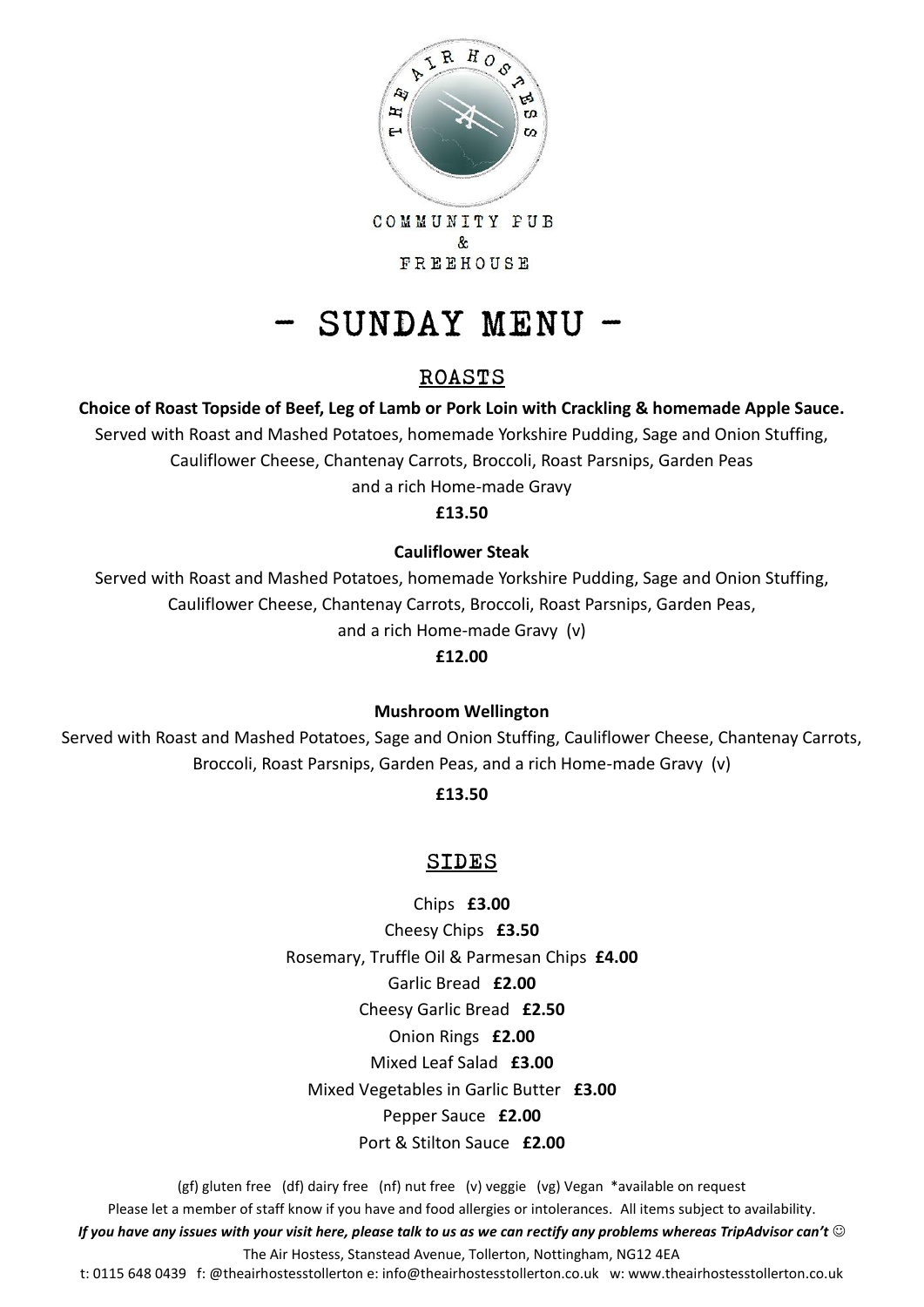THE AIR HOSTESS

COMMUNITY PUB
&
FREEHOUSE

# - SUNDAY MENU -

## ROASTS

**Choice of Roast Topside of Beef, Leg of Lamb or Pork Loin with Crackling & homemade Apple Sauce.**
Served with Roast and Mashed Potatoes, homemade Yorkshire Pudding, Sage and Onion Stuffing, Cauliflower Cheese, Chantenay Carrots, Broccoli, Roast Parsnips, Garden Peas and a rich Home-made Gravy

**£13.50**

**Cauliflower Steak**

Served with Roast and Mashed Potatoes, homemade Yorkshire Pudding, Sage and Onion Stuffing, Cauliflower Cheese, Chantenay Carrots, Broccoli, Roast Parsnips, Garden Peas, and a rich Home-made Gravy (v)

**£12.00**

**Mushroom Wellington**

Served with Roast and Mashed Potatoes, Sage and Onion Stuffing, Cauliflower Cheese, Chantenay Carrots, Broccoli, Roast Parsnips, Garden Peas, and a rich Home-made Gravy (v)

**£13.50**

## SIDES

Chips **£3.00**
Cheesy Chips **£3.50**
Rosemary, Truffle Oil & Parmesan Chips **£4.00**
Garlic Bread **£2.00**
Cheesy Garlic Bread **£2.50**
Onion Rings **£2.00**
Mixed Leaf Salad **£3.00**
Mixed Vegetables in Garlic Butter **£3.00**
Pepper Sauce **£2.00**
Port & Stilton Sauce **£2.00**

(gf) gluten free (df) dairy free (nf) nut free (v) veggie (vg) Vegan *available on request

Please let a member of staff know if you have and food allergies or intolerances. All items subject to availability.

***If you have any issues with your visit here, please talk to us as we can rectify any problems whereas TripAdvisor can't*** ☺

The Air Hostess, Stanstead Avenue, Tollerton, Nottingham, NG12 4EA

t: 0115 648 0439 f: @theairhostesstollerton e: info@theairhostesstollerton.co.uk w: www.theairhostesstollerton.co.uk